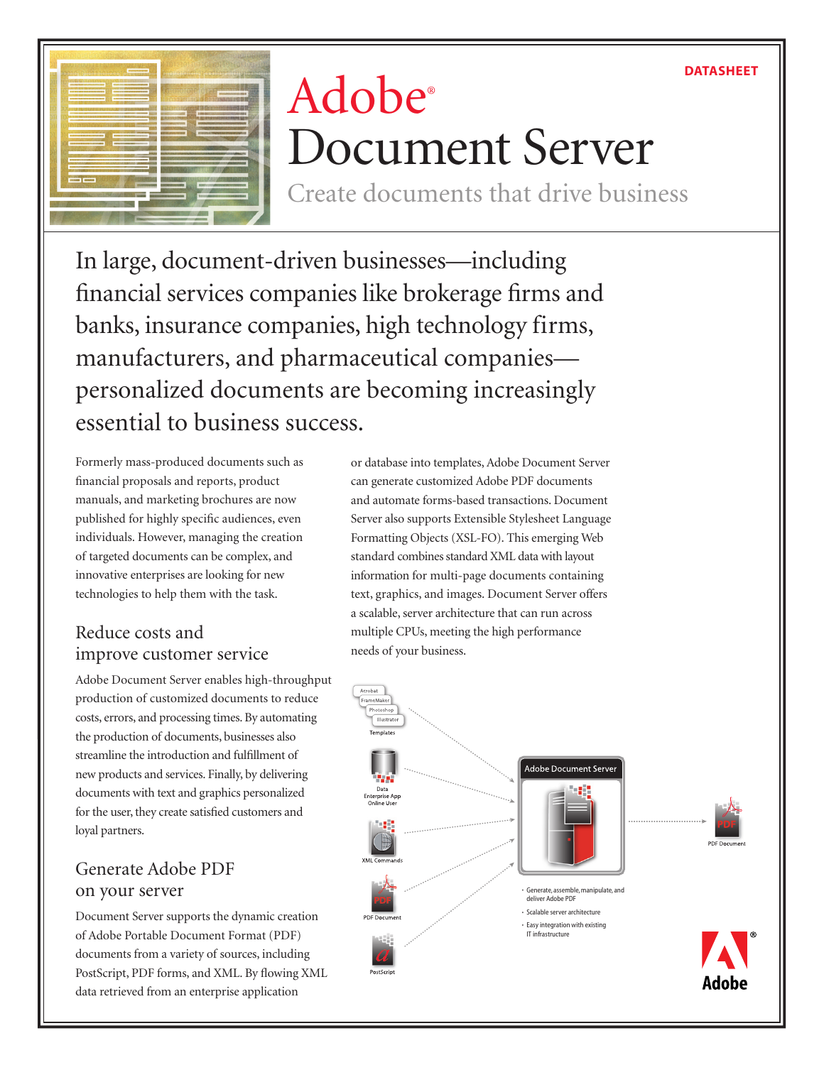DATASHEET

# Adobe® Document Server

## Create documents that drive business

In large, document-driven businesses—including financial services companies like brokerage firms and banks, insurance companies, high technology firms, manufacturers, and pharmaceutical companies—personalized documents are becoming increasingly essential to business success.

Formerly mass-produced documents such as financial proposals and reports, product manuals, and marketing brochures are now published for highly specific audiences, even individuals. However, managing the creation of targeted documents can be complex, and innovative enterprises are looking for new technologies to help them with the task.

### Reduce costs and improve customer service

Adobe Document Server enables high-throughput production of customized documents to reduce costs, errors, and processing times. By automating the production of documents, businesses also streamline the introduction and fulfillment of new products and services. Finally, by delivering documents with text and graphics personalized for the user, they create satisfied customers and loyal partners.

### Generate Adobe PDF on your server

Document Server supports the dynamic creation of Adobe Portable Document Format (PDF) documents from a variety of sources, including PostScript, PDF forms, and XML. By flowing XML data retrieved from an enterprise application or database into templates, Adobe Document Server can generate customized Adobe PDF documents and automate forms-based transactions. Document Server also supports Extensible Stylesheet Language Formatting Objects (XSL-FO). This emerging Web standard combines standard XML data with layout information for multi-page documents containing text, graphics, and images. Document Server offers a scalable, server architecture that can run across multiple CPUs, meeting the high performance needs of your business.

Acrobat
FrameMaker
Photoshop
Illustrator
Templates

Data
Enterprise App
Online User

XML Commands

PDF Document

PostScript

Adobe Document Server

PDF Document

- Generate, assemble, manipulate, and deliver Adobe PDF
- Scalable server architecture
- Easy integration with existing IT infrastructure

Adobe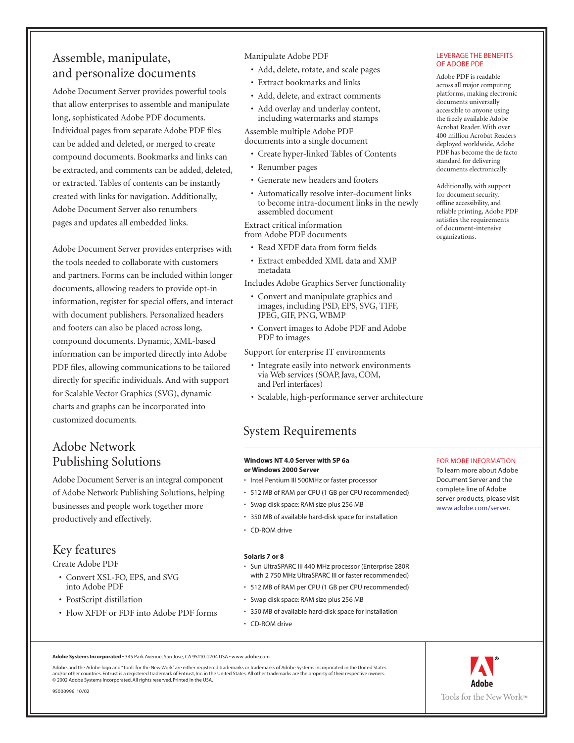## Assemble, manipulate, and personalize documents

Adobe Document Server provides powerful tools that allow enterprises to assemble and manipulate long, sophisticated Adobe PDF documents. Individual pages from separate Adobe PDF files can be added and deleted, or merged to create compound documents. Bookmarks and links can be extracted, and comments can be added, deleted, or extracted. Tables of contents can be instantly created with links for navigation. Additionally, Adobe Document Server also renumbers pages and updates all embedded links.

Adobe Document Server provides enterprises with the tools needed to collaborate with customers and partners. Forms can be included within longer documents, allowing readers to provide opt-in information, register for special offers, and interact with document publishers. Personalized headers and footers can also be placed across long, compound documents. Dynamic, XML-based information can be imported directly into Adobe PDF files, allowing communications to be tailored directly for specific individuals. And with support for Scalable Vector Graphics (SVG), dynamic charts and graphs can be incorporated into customized documents.

## Adobe Network Publishing Solutions

Adobe Document Server is an integral component of Adobe Network Publishing Solutions, helping businesses and people work together more productively and effectively.

## Key features

Create Adobe PDF

- Convert XSL-FO, EPS, and SVG into Adobe PDF
- PostScript distillation
- Flow XFDF or FDF into Adobe PDF forms

Manipulate Adobe PDF

- Add, delete, rotate, and scale pages
- Extract bookmarks and links
- Add, delete, and extract comments
- Add overlay and underlay content, including watermarks and stamps

Assemble multiple Adobe PDF documents into a single document

- Create hyper-linked Tables of Contents
- Renumber pages
- Generate new headers and footers
- Automatically resolve inter-document links to become intra-document links in the newly assembled document

Extract critical information from Adobe PDF documents

- Read XFDF data from form fields
- Extract embedded XML data and XMP metadata

Includes Adobe Graphics Server functionality

- Convert and manipulate graphics and images, including PSD, EPS, SVG, TIFF, JPEG, GIF, PNG, WBMP
- Convert images to Adobe PDF and Adobe PDF to images

Support for enterprise IT environments

- Integrate easily into network environments via Web services (SOAP, Java, COM, and Perl interfaces)
- Scalable, high-performance server architecture

### LEVERAGE THE BENEFITS OF ADOBE PDF

Adobe PDF is readable across all major computing platforms, making electronic documents universally accessible to anyone using the freely available Adobe Acrobat Reader. With over 400 million Acrobat Readers deployed worldwide, Adobe PDF has become the de facto standard for delivering documents electronically.

Additionally, with support for document security, offline accessibility, and reliable printing, Adobe PDF satisfies the requirements of document-intensive organizations.

## System Requirements

**Windows NT 4.0 Server with SP 6a or Windows 2000 Server**

- Intel Pentium III 500MHz or faster processor
- 512 MB of RAM per CPU (1 GB per CPU recommended)
- Swap disk space: RAM size plus 256 MB
- 350 MB of available hard-disk space for installation
- CD-ROM drive

**Solaris 7 or 8**

- Sun UltraSPARC IIi 440 MHz processor (Enterprise 280R with 2 750 MHz UltraSPARC III or faster recommended)
- 512 MB of RAM per CPU (1 GB per CPU recommended)
- Swap disk space: RAM size plus 256 MB
- 350 MB of available hard-disk space for installation
- CD-ROM drive

### FOR MORE INFORMATION

To learn more about Adobe Document Server and the complete line of Adobe server products, please visit www.adobe.com/server.

**Adobe Systems Incorporated** • 345 Park Avenue, San Jose, CA 95110-2704 USA • www.adobe.com

Adobe, and the Adobe logo and "Tools for the New Work" are either registered trademarks or trademarks of Adobe Systems Incorporated in the United States and/or other countries. Entrust is a registered trademark of Entrust, Inc. in the United States. All other trademarks are the property of their respective owners.
© 2002 Adobe Systems Incorporated. All rights reserved. Printed in the USA.

95000996 10/02

Adobe

Tools for the New Work™